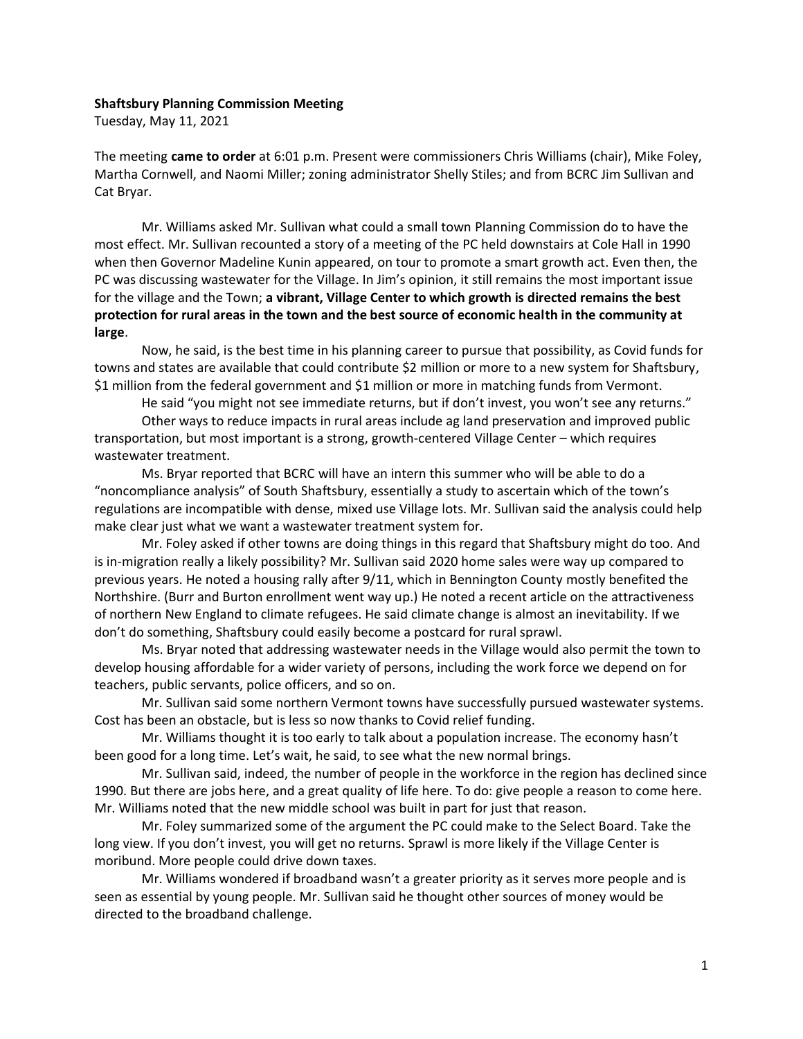**Shaftsbury Planning Commission Meeting**

Tuesday, May 11, 2021

The meeting **came to order** at 6:01 p.m. Present were commissioners Chris Williams (chair), Mike Foley, Martha Cornwell, and Naomi Miller; zoning administrator Shelly Stiles; and from BCRC Jim Sullivan and Cat Bryar.

Mr. Williams asked Mr. Sullivan what could a small town Planning Commission do to have the most effect. Mr. Sullivan recounted a story of a meeting of the PC held downstairs at Cole Hall in 1990 when then Governor Madeline Kunin appeared, on tour to promote a smart growth act. Even then, the PC was discussing wastewater for the Village. In Jim's opinion, it still remains the most important issue for the village and the Town; **a vibrant, Village Center to which growth is directed remains the best protection for rural areas in the town and the best source of economic health in the community at large**.

Now, he said, is the best time in his planning career to pursue that possibility, as Covid funds for towns and states are available that could contribute $2 million or more to a new system for Shaftsbury, $1 million from the federal government and $1 million or more in matching funds from Vermont.

He said "you might not see immediate returns, but if don't invest, you won't see any returns."

Other ways to reduce impacts in rural areas include ag land preservation and improved public transportation, but most important is a strong, growth-centered Village Center – which requires wastewater treatment.

Ms. Bryar reported that BCRC will have an intern this summer who will be able to do a "noncompliance analysis" of South Shaftsbury, essentially a study to ascertain which of the town's regulations are incompatible with dense, mixed use Village lots. Mr. Sullivan said the analysis could help make clear just what we want a wastewater treatment system for.

Mr. Foley asked if other towns are doing things in this regard that Shaftsbury might do too. And is in-migration really a likely possibility? Mr. Sullivan said 2020 home sales were way up compared to previous years. He noted a housing rally after 9/11, which in Bennington County mostly benefited the Northshire. (Burr and Burton enrollment went way up.) He noted a recent article on the attractiveness of northern New England to climate refugees. He said climate change is almost an inevitability. If we don't do something, Shaftsbury could easily become a postcard for rural sprawl.

Ms. Bryar noted that addressing wastewater needs in the Village would also permit the town to develop housing affordable for a wider variety of persons, including the work force we depend on for teachers, public servants, police officers, and so on.

Mr. Sullivan said some northern Vermont towns have successfully pursued wastewater systems. Cost has been an obstacle, but is less so now thanks to Covid relief funding.

Mr. Williams thought it is too early to talk about a population increase. The economy hasn't been good for a long time. Let's wait, he said, to see what the new normal brings.

Mr. Sullivan said, indeed, the number of people in the workforce in the region has declined since 1990. But there are jobs here, and a great quality of life here. To do: give people a reason to come here. Mr. Williams noted that the new middle school was built in part for just that reason.

Mr. Foley summarized some of the argument the PC could make to the Select Board. Take the long view. If you don't invest, you will get no returns. Sprawl is more likely if the Village Center is moribund. More people could drive down taxes.

Mr. Williams wondered if broadband wasn't a greater priority as it serves more people and is seen as essential by young people. Mr. Sullivan said he thought other sources of money would be directed to the broadband challenge.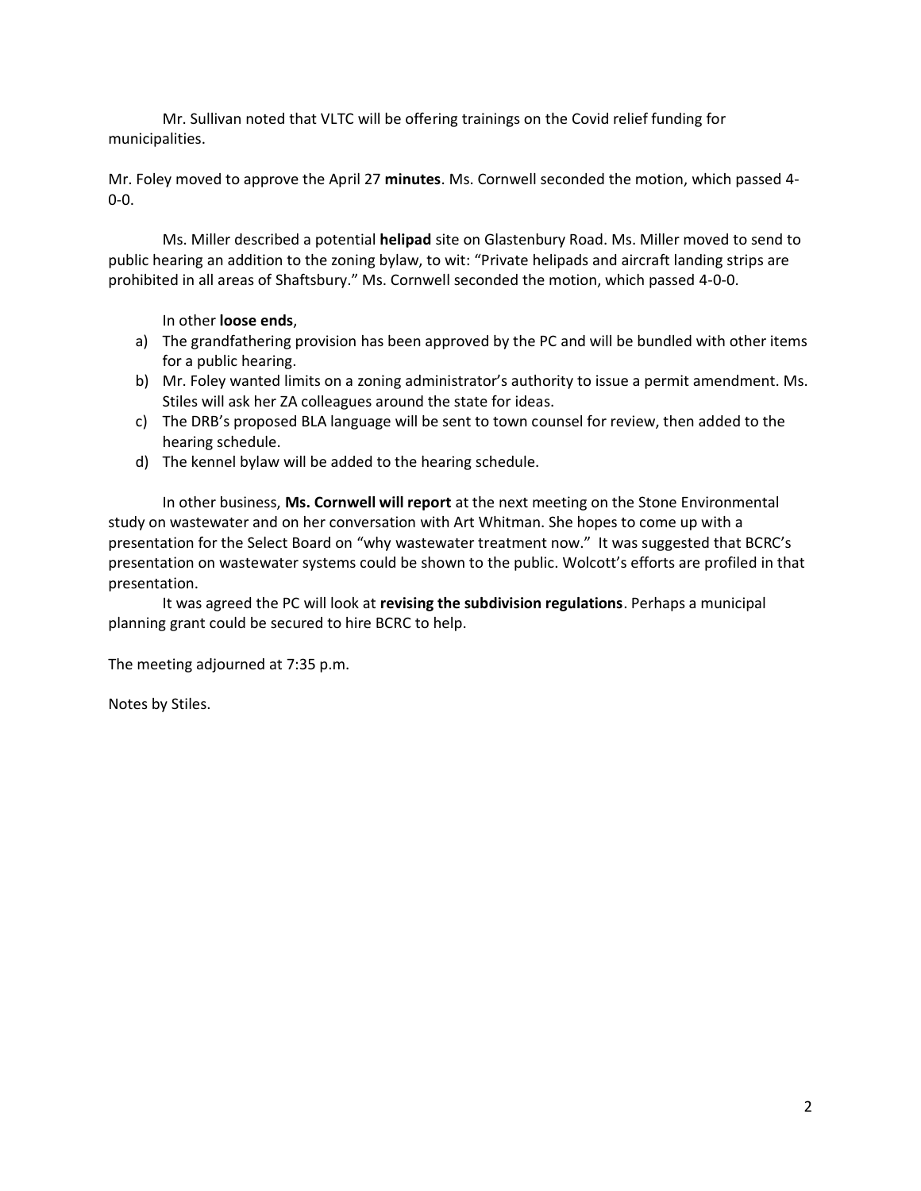Mr. Sullivan noted that VLTC will be offering trainings on the Covid relief funding for municipalities.

Mr. Foley moved to approve the April 27 **minutes**. Ms. Cornwell seconded the motion, which passed 4-0-0.

Ms. Miller described a potential **helipad** site on Glastenbury Road. Ms. Miller moved to send to public hearing an addition to the zoning bylaw, to wit: "Private helipads and aircraft landing strips are prohibited in all areas of Shaftsbury." Ms. Cornwell seconded the motion, which passed 4-0-0.

In other **loose ends**,

a) The grandfathering provision has been approved by the PC and will be bundled with other items for a public hearing.
b) Mr. Foley wanted limits on a zoning administrator's authority to issue a permit amendment. Ms. Stiles will ask her ZA colleagues around the state for ideas.
c) The DRB's proposed BLA language will be sent to town counsel for review, then added to the hearing schedule.
d) The kennel bylaw will be added to the hearing schedule.

In other business, **Ms. Cornwell will report** at the next meeting on the Stone Environmental study on wastewater and on her conversation with Art Whitman. She hopes to come up with a presentation for the Select Board on "why wastewater treatment now." It was suggested that BCRC's presentation on wastewater systems could be shown to the public. Wolcott's efforts are profiled in that presentation.

It was agreed the PC will look at **revising the subdivision regulations**. Perhaps a municipal planning grant could be secured to hire BCRC to help.

The meeting adjourned at 7:35 p.m.

Notes by Stiles.